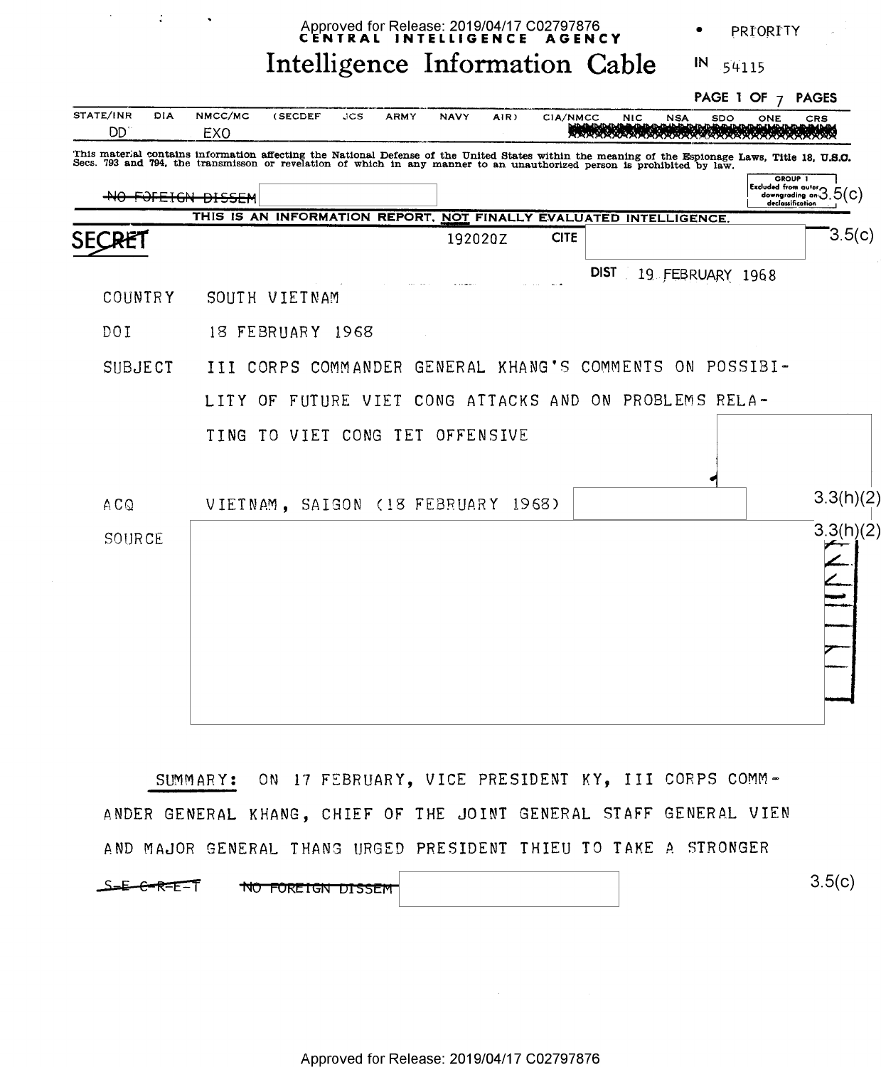CENTRAL INTELLIGENCE AGENCY

# Intelligence Information Cable

PRIORITY

IN 54115

| STATE/INR | DIA | NMCC/MC | (SECDEF | JCS | ARMY | NAVY | AIR) | CIA/NMCC | NIC | NSA | SDO | ONE | CRS |
|---|---|---|---|---|---|---|---|---|---|---|---|---|---|
| DD | | EXO | | | | | | | | | | | |

This material contains information affecting the National Defense of the United States within the meaning of the Espionage Laws, Title 18, U.S.C. Secs. 793 and 794, the transmisson or revelation of which in any manner to an unauthorized person is prohibited by law.

~~NO FOREIGN DISSEM~~ 3.5(c)

GROUP 1 Excluded from automatic downgrading and declassification

THIS IS AN INFORMATION REPORT, NOT FINALLY EVALUATED INTELLIGENCE.

~~SECRET~~ 192020Z CITE 3.5(c)

DIST 19 FEBRUARY 1968

COUNTRY SOUTH VIETNAM

DOI 18 FEBRUARY 1968

SUBJECT III CORPS COMMANDER GENERAL KHANG'S COMMENTS ON POSSIBILITY OF FUTURE VIET CONG ATTACKS AND ON PROBLEMS RELATING TO VIET CONG TET OFFENSIVE

ACQ VIETNAM, SAIGON (18 FEBRUARY 1968) 3.3(h)(2)

SOURCE 3.3(h)(2)

SUMMARY: ON 17 FEBRUARY, VICE PRESIDENT KY, III CORPS COMMANDER GENERAL KHANG, CHIEF OF THE JOINT GENERAL STAFF GENERAL VIEN AND MAJOR GENERAL THANG URGED PRESIDENT THIEU TO TAKE A STRONGER

~~S-E-C-R-E-T~~ ~~NO FOREIGN DISSEM~~ 3.5(c)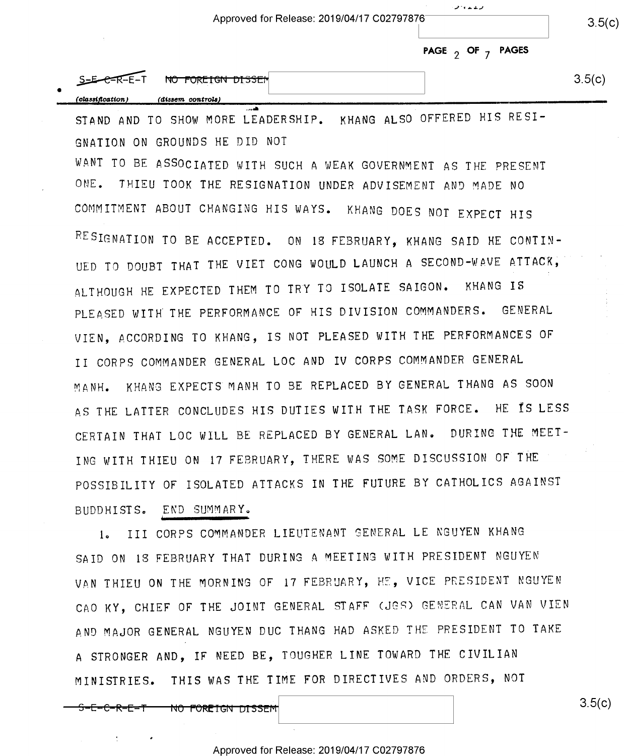~~S-E-C-R-E-T~~ ~~NO FOREIGN DISSEM~~

*(classification)* *(dissem controls)*

STAND AND TO SHOW MORE LEADERSHIP. KHANG ALSO OFFERED HIS RESIGNATION ON GROUNDS HE DID NOT WANT TO BE ASSOCIATED WITH SUCH A WEAK GOVERNMENT AS THE PRESENT ONE. THIEU TOOK THE RESIGNATION UNDER ADVISEMENT AND MADE NO COMMITMENT ABOUT CHANGING HIS WAYS. KHANG DOES NOT EXPECT HIS RESIGNATION TO BE ACCEPTED. ON 18 FEBRUARY, KHANG SAID HE CONTINUED TO DOUBT THAT THE VIET CONG WOULD LAUNCH A SECOND-WAVE ATTACK, ALTHOUGH HE EXPECTED THEM TO TRY TO ISOLATE SAIGON. KHANG IS PLEASED WITH THE PERFORMANCE OF HIS DIVISION COMMANDERS. GENERAL VIEN, ACCORDING TO KHANG, IS NOT PLEASED WITH THE PERFORMANCES OF II CORPS COMMANDER GENERAL LOC AND IV CORPS COMMANDER GENERAL MANH. KHANG EXPECTS MANH TO BE REPLACED BY GENERAL THANG AS SOON AS THE LATTER CONCLUDES HIS DUTIES WITH THE TASK FORCE. HE IS LESS CERTAIN THAT LOC WILL BE REPLACED BY GENERAL LAN. DURING THE MEETING WITH THIEU ON 17 FEBRUARY, THERE WAS SOME DISCUSSION OF THE POSSIBILITY OF ISOLATED ATTACKS IN THE FUTURE BY CATHOLICS AGAINST BUDDHISTS. END SUMMARY.

1. III CORPS COMMANDER LIEUTENANT GENERAL LE NGUYEN KHANG SAID ON 18 FEBRUARY THAT DURING A MEETING WITH PRESIDENT NGUYEN VAN THIEU ON THE MORNING OF 17 FEBRUARY, HE, VICE PRESIDENT NGUYEN CAO KY, CHIEF OF THE JOINT GENERAL STAFF (JGS) GENERAL CAN VAN VIEN AND MAJOR GENERAL NGUYEN DUC THANG HAD ASKED THE PRESIDENT TO TAKE A STRONGER AND, IF NEED BE, TOUGHER LINE TOWARD THE CIVILIAN MINISTRIES. THIS WAS THE TIME FOR DIRECTIVES AND ORDERS, NOT

~~S-E-C-R-E-T~~ ~~NO FOREIGN DISSEM~~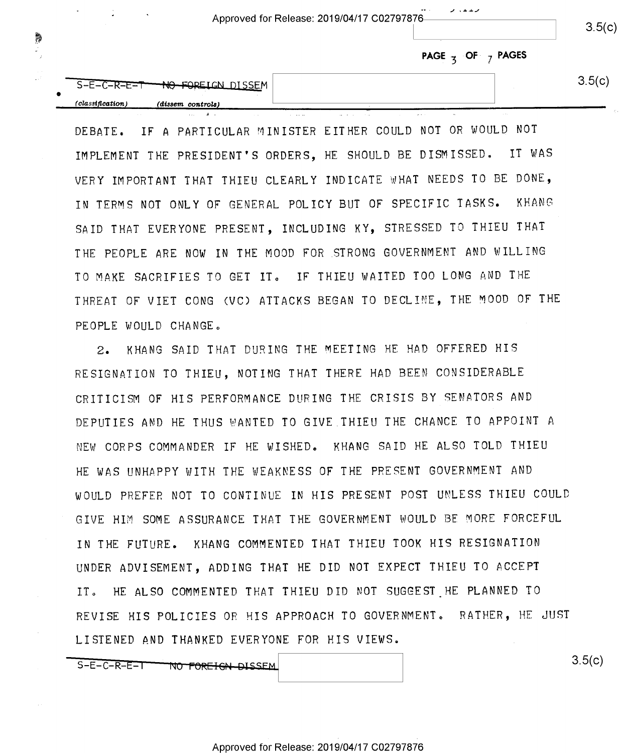S-E-C-R-E-T ~~NO FOREIGN DISSEM~~

DEBATE. IF A PARTICULAR MINISTER EITHER COULD NOT OR WOULD NOT IMPLEMENT THE PRESIDENT'S ORDERS, HE SHOULD BE DISMISSED. IT WAS VERY IMPORTANT THAT THIEU CLEARLY INDICATE WHAT NEEDS TO BE DONE, IN TERMS NOT ONLY OF GENERAL POLICY BUT OF SPECIFIC TASKS. KHANG SAID THAT EVERYONE PRESENT, INCLUDING KY, STRESSED TO THIEU THAT THE PEOPLE ARE NOW IN THE MOOD FOR STRONG GOVERNMENT AND WILLING TO MAKE SACRIFIES TO GET IT. IF THIEU WAITED TOO LONG AND THE THREAT OF VIET CONG (VC) ATTACKS BEGAN TO DECLINE, THE MOOD OF THE PEOPLE WOULD CHANGE.

2. KHANG SAID THAT DURING THE MEETING HE HAD OFFERED HIS RESIGNATION TO THIEU, NOTING THAT THERE HAD BEEN CONSIDERABLE CRITICISM OF HIS PERFORMANCE DURING THE CRISIS BY SENATORS AND DEPUTIES AND HE THUS WANTED TO GIVE THIEU THE CHANCE TO APPOINT A NEW CORPS COMMANDER IF HE WISHED. KHANG SAID HE ALSO TOLD THIEU HE WAS UNHAPPY WITH THE WEAKNESS OF THE PRESENT GOVERNMENT AND WOULD PREFER NOT TO CONTINUE IN HIS PRESENT POST UNLESS THIEU COULD GIVE HIM SOME ASSURANCE THAT THE GOVERNMENT WOULD BE MORE FORCEFUL IN THE FUTURE. KHANG COMMENTED THAT THIEU TOOK HIS RESIGNATION UNDER ADVISEMENT, ADDING THAT HE DID NOT EXPECT THIEU TO ACCEPT IT. HE ALSO COMMENTED THAT THIEU DID NOT SUGGEST HE PLANNED TO REVISE HIS POLICIES OR HIS APPROACH TO GOVERNMENT. RATHER, HE JUST LISTENED AND THANKED EVERYONE FOR HIS VIEWS.

S-E-C-R-E-T ~~NO FOREIGN DISSEM~~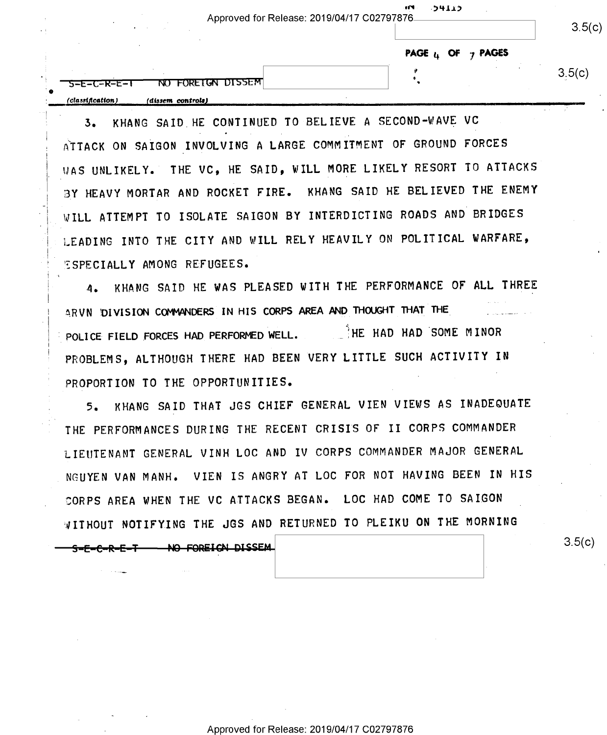S-E-C-R-E-T NO FOREIGN DISSEM

(classification) (dissem controls)

3. KHANG SAID HE CONTINUED TO BELIEVE A SECOND-WAVE VC ATTACK ON SAIGON INVOLVING A LARGE COMMITMENT OF GROUND FORCES WAS UNLIKELY. THE VC, HE SAID, WILL MORE LIKELY RESORT TO ATTACKS BY HEAVY MORTAR AND ROCKET FIRE. KHANG SAID HE BELIEVED THE ENEMY WILL ATTEMPT TO ISOLATE SAIGON BY INTERDICTING ROADS AND BRIDGES LEADING INTO THE CITY AND WILL RELY HEAVILY ON POLITICAL WARFARE, ESPECIALLY AMONG REFUGEES.

4. KHANG SAID HE WAS PLEASED WITH THE PERFORMANCE OF ALL THREE ARVN DIVISION COMMANDERS IN HIS CORPS AREA AND THOUGHT THAT THE POLICE FIELD FORCES HAD PERFORMED WELL. HE HAD HAD SOME MINOR PROBLEMS, ALTHOUGH THERE HAD BEEN VERY LITTLE SUCH ACTIVITY IN PROPORTION TO THE OPPORTUNITIES.

5. KHANG SAID THAT JGS CHIEF GENERAL VIEN VIEWS AS INADEQUATE THE PERFORMANCES DURING THE RECENT CRISIS OF II CORPS COMMANDER LIEUTENANT GENERAL VINH LOC AND IV CORPS COMMANDER MAJOR GENERAL NGUYEN VAN MANH. VIEN IS ANGRY AT LOC FOR NOT HAVING BEEN IN HIS CORPS AREA WHEN THE VC ATTACKS BEGAN. LOC HAD COME TO SAIGON WITHOUT NOTIFYING THE JGS AND RETURNED TO PLEIKU ON THE MORNING

S-E-C-R-E-T NO FOREIGN DISSEM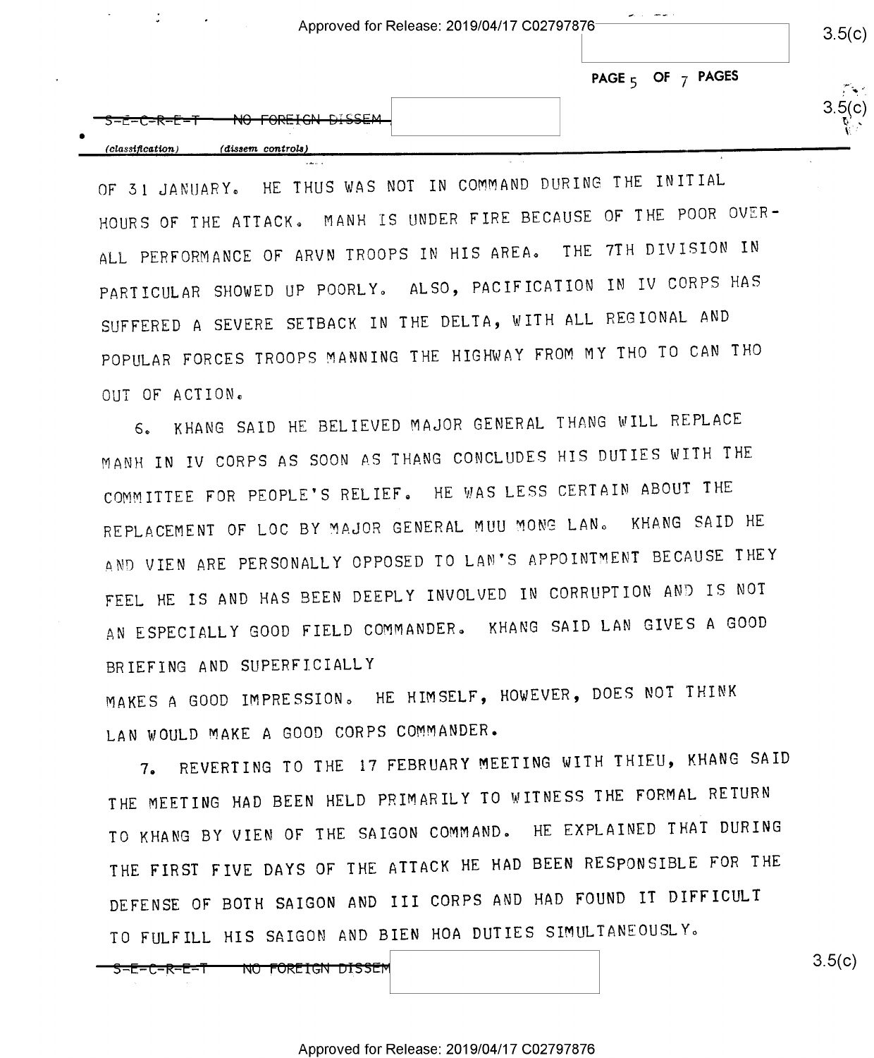OF 31 JANUARY. HE THUS WAS NOT IN COMMAND DURING THE INITIAL HOURS OF THE ATTACK. MANH IS UNDER FIRE BECAUSE OF THE POOR OVER-ALL PERFORMANCE OF ARVN TROOPS IN HIS AREA. THE 7TH DIVISION IN PARTICULAR SHOWED UP POORLY. ALSO, PACIFICATION IN IV CORPS HAS SUFFERED A SEVERE SETBACK IN THE DELTA, WITH ALL REGIONAL AND POPULAR FORCES TROOPS MANNING THE HIGHWAY FROM MY THO TO CAN THO OUT OF ACTION.

6. KHANG SAID HE BELIEVED MAJOR GENERAL THANG WILL REPLACE MANH IN IV CORPS AS SOON AS THANG CONCLUDES HIS DUTIES WITH THE COMMITTEE FOR PEOPLE'S RELIEF. HE WAS LESS CERTAIN ABOUT THE REPLACEMENT OF LOC BY MAJOR GENERAL MUU MONG LAN. KHANG SAID HE AND VIEN ARE PERSONALLY OPPOSED TO LAN'S APPOINTMENT BECAUSE THEY FEEL HE IS AND HAS BEEN DEEPLY INVOLVED IN CORRUPTION AND IS NOT AN ESPECIALLY GOOD FIELD COMMANDER. KHANG SAID LAN GIVES A GOOD BRIEFING AND SUPERFICIALLY MAKES A GOOD IMPRESSION. HE HIMSELF, HOWEVER, DOES NOT THINK LAN WOULD MAKE A GOOD CORPS COMMANDER.

7. REVERTING TO THE 17 FEBRUARY MEETING WITH THIEU, KHANG SAID THE MEETING HAD BEEN HELD PRIMARILY TO WITNESS THE FORMAL RETURN TO KHANG BY VIEN OF THE SAIGON COMMAND. HE EXPLAINED THAT DURING THE FIRST FIVE DAYS OF THE ATTACK HE HAD BEEN RESPONSIBLE FOR THE DEFENSE OF BOTH SAIGON AND III CORPS AND HAD FOUND IT DIFFICULT TO FULFILL HIS SAIGON AND BIEN HOA DUTIES SIMULTANEOUSLY.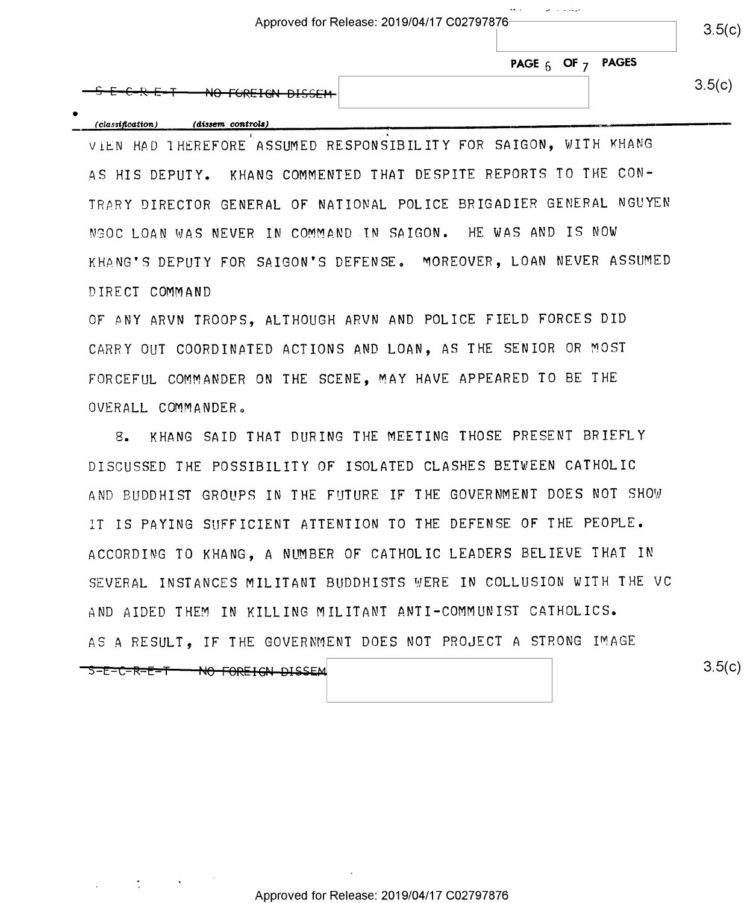S-E-C-R-E-T NO FOREIGN DISSEM

(classification) (dissem controls)

VIEN HAD THEREFORE ASSUMED RESPONSIBILITY FOR SAIGON, WITH KHANG AS HIS DEPUTY. KHANG COMMENTED THAT DESPITE REPORTS TO THE CONTRARY DIRECTOR GENERAL OF NATIONAL POLICE BRIGADIER GENERAL NGUYEN NGOC LOAN WAS NEVER IN COMMAND IN SAIGON. HE WAS AND IS NOW KHANG'S DEPUTY FOR SAIGON'S DEFENSE. MOREOVER, LOAN NEVER ASSUMED DIRECT COMMAND OF ANY ARVN TROOPS, ALTHOUGH ARVN AND POLICE FIELD FORCES DID CARRY OUT COORDINATED ACTIONS AND LOAN, AS THE SENIOR OR MOST FORCEFUL COMMANDER ON THE SCENE, MAY HAVE APPEARED TO BE THE OVERALL COMMANDER.

8. KHANG SAID THAT DURING THE MEETING THOSE PRESENT BRIEFLY DISCUSSED THE POSSIBILITY OF ISOLATED CLASHES BETWEEN CATHOLIC AND BUDDHIST GROUPS IN THE FUTURE IF THE GOVERNMENT DOES NOT SHOW IT IS PAYING SUFFICIENT ATTENTION TO THE DEFENSE OF THE PEOPLE. ACCORDING TO KHANG, A NUMBER OF CATHOLIC LEADERS BELIEVE THAT IN SEVERAL INSTANCES MILITANT BUDDHISTS WERE IN COLLUSION WITH THE VC AND AIDED THEM IN KILLING MILITANT ANTI-COMMUNIST CATHOLICS. AS A RESULT, IF THE GOVERNMENT DOES NOT PROJECT A STRONG IMAGE

S-E-C-R-E-T NO FOREIGN DISSEM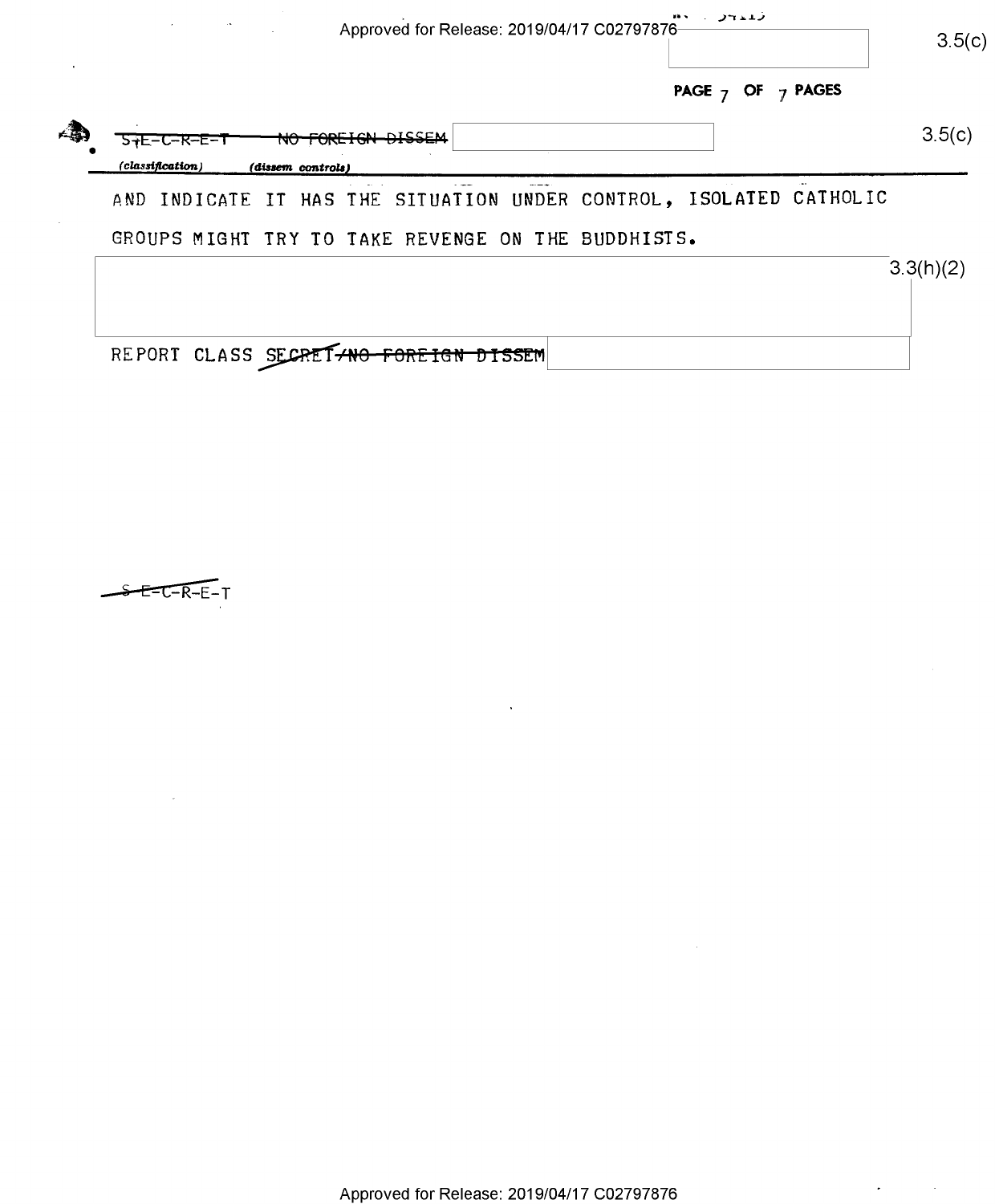~~S-E-C-R-E-T~~ ~~NO FOREIGN DISSEM~~

(classification) (dissem controls)

AND INDICATE IT HAS THE SITUATION UNDER CONTROL, ISOLATED CATHOLIC GROUPS MIGHT TRY TO TAKE REVENGE ON THE BUDDHISTS.

3.3(h)(2)

REPORT CLASS ~~SECRET/NO FOREIGN DISSEM~~

~~S-E-C-R-E-T~~